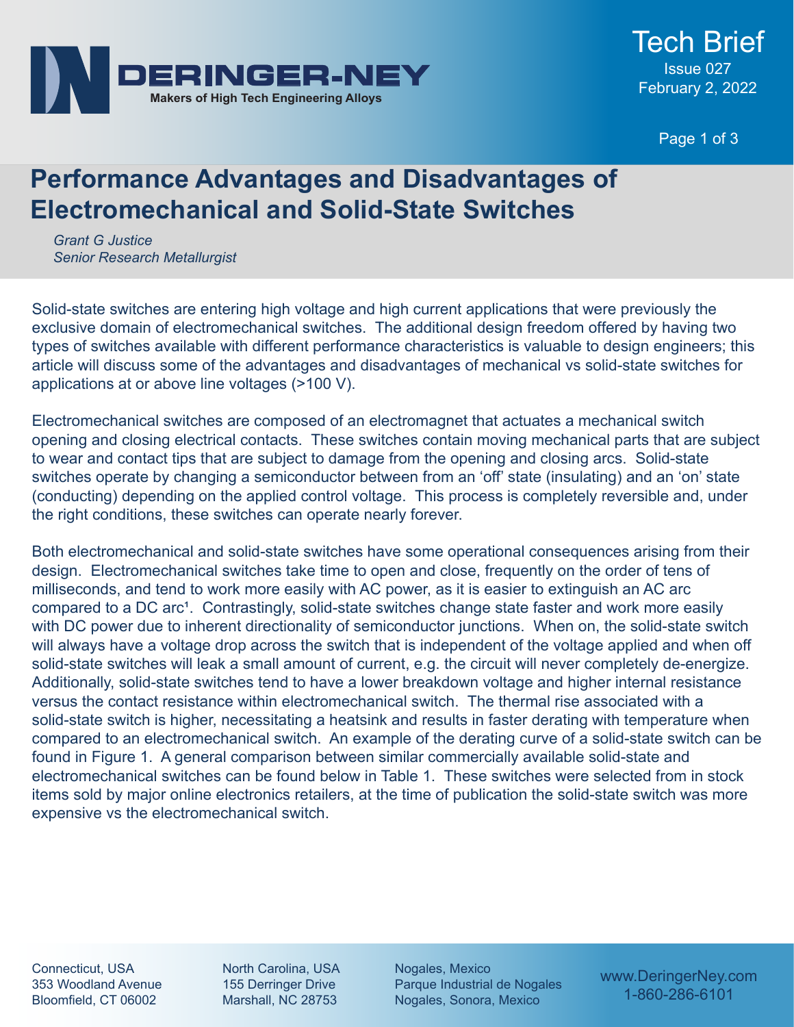# Performance Advantages and Disadvantages of Electromechanical and Solid-State Switches

*Grant G Justice*
*Senior Research Metallurgist*

Solid-state switches are entering high voltage and high current applications that were previously the exclusive domain of electromechanical switches. The additional design freedom offered by having two types of switches available with different performance characteristics is valuable to design engineers; this article will discuss some of the advantages and disadvantages of mechanical vs solid-state switches for applications at or above line voltages (>100 V).

Electromechanical switches are composed of an electromagnet that actuates a mechanical switch opening and closing electrical contacts. These switches contain moving mechanical parts that are subject to wear and contact tips that are subject to damage from the opening and closing arcs. Solid-state switches operate by changing a semiconductor between from an 'off' state (insulating) and an 'on' state (conducting) depending on the applied control voltage. This process is completely reversible and, under the right conditions, these switches can operate nearly forever.

Both electromechanical and solid-state switches have some operational consequences arising from their design. Electromechanical switches take time to open and close, frequently on the order of tens of milliseconds, and tend to work more easily with AC power, as it is easier to extinguish an AC arc compared to a DC arc[1]. Contrastingly, solid-state switches change state faster and work more easily with DC power due to inherent directionality of semiconductor junctions. When on, the solid-state switch will always have a voltage drop across the switch that is independent of the voltage applied and when off solid-state switches will leak a small amount of current, e.g. the circuit will never completely de-energize. Additionally, solid-state switches tend to have a lower breakdown voltage and higher internal resistance versus the contact resistance within electromechanical switch. The thermal rise associated with a solid-state switch is higher, necessitating a heatsink and results in faster derating with temperature when compared to an electromechanical switch. An example of the derating curve of a solid-state switch can be found in Figure 1. A general comparison between similar commercially available solid-state and electromechanical switches can be found below in Table 1. These switches were selected from in stock items sold by major online electronics retailers, at the time of publication the solid-state switch was more expensive vs the electromechanical switch.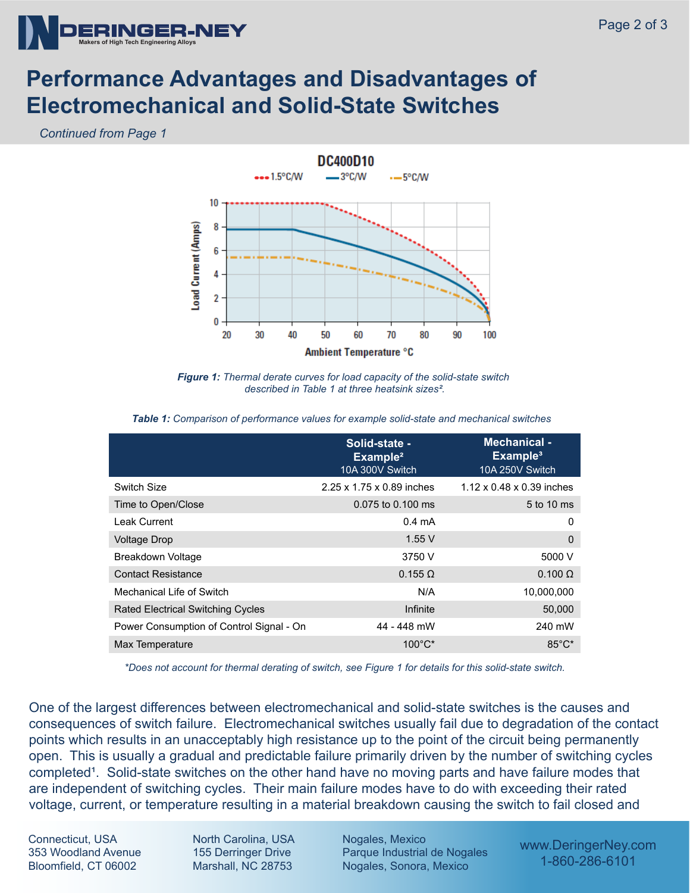# Performance Advantages and Disadvantages of Electromechanical and Solid-State Switches

*Continued from Page 1*

***Figure 1:*** *Thermal derate curves for load capacity of the solid-state switch described in Table 1 at three heatsink sizes[2].*

***Table 1:*** *Comparison of performance values for example solid-state and mechanical switches*

| | **Solid-state - Example[2]** 10A 300V Switch | **Mechanical - Example[3]** 10A 250V Switch |
|---|---:|---:|
| Switch Size | 2.25 x 1.75 x 0.89 inches | 1.12 x 0.48 x 0.39 inches |
| Time to Open/Close | 0.075 to 0.100 ms | 5 to 10 ms |
| Leak Current | 0.4 mA | 0 |
| Voltage Drop | 1.55 V | 0 |
| Breakdown Voltage | 3750 V | 5000 V |
| Contact Resistance | 0.155 Ω | 0.100 Ω |
| Mechanical Life of Switch | N/A | 10,000,000 |
| Rated Electrical Switching Cycles | Infinite | 50,000 |
| Power Consumption of Control Signal - On | 44 - 448 mW | 240 mW |
| Max Temperature | 100°C* | 85°C* |

*\*Does not account for thermal derating of switch, see Figure 1 for details for this solid-state switch.*

One of the largest differences between electromechanical and solid-state switches is the causes and consequences of switch failure. Electromechanical switches usually fail due to degradation of the contact points which results in an unacceptably high resistance up to the point of the circuit being permanently open. This is usually a gradual and predictable failure primarily driven by the number of switching cycles completed[1]. Solid-state switches on the other hand have no moving parts and have failure modes that are independent of switching cycles. Their main failure modes have to do with exceeding their rated voltage, current, or temperature resulting in a material breakdown causing the switch to fail closed and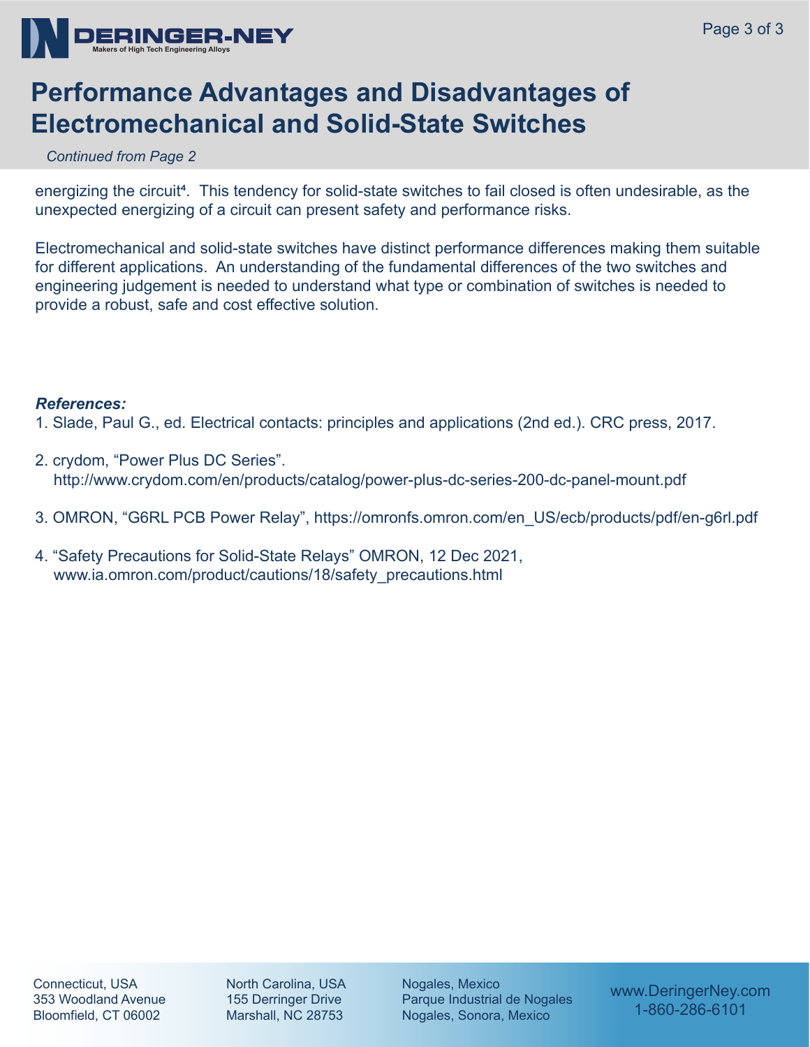*Continued from Page 2*

energizing the circuit[4]. This tendency for solid-state switches to fail closed is often undesirable, as the unexpected energizing of a circuit can present safety and performance risks.

Electromechanical and solid-state switches have distinct performance differences making them suitable for different applications. An understanding of the fundamental differences of the two switches and engineering judgement is needed to understand what type or combination of switches is needed to provide a robust, safe and cost effective solution.

***References:***

1. Slade, Paul G., ed. Electrical contacts: principles and applications (2nd ed.). CRC press, 2017.

2. crydom, "Power Plus DC Series". http://www.crydom.com/en/products/catalog/power-plus-dc-series-200-dc-panel-mount.pdf

3. OMRON, "G6RL PCB Power Relay", https://omronfs.omron.com/en_US/ecb/products/pdf/en-g6rl.pdf

4. "Safety Precautions for Solid-State Relays" OMRON, 12 Dec 2021, www.ia.omron.com/product/cautions/18/safety_precautions.html